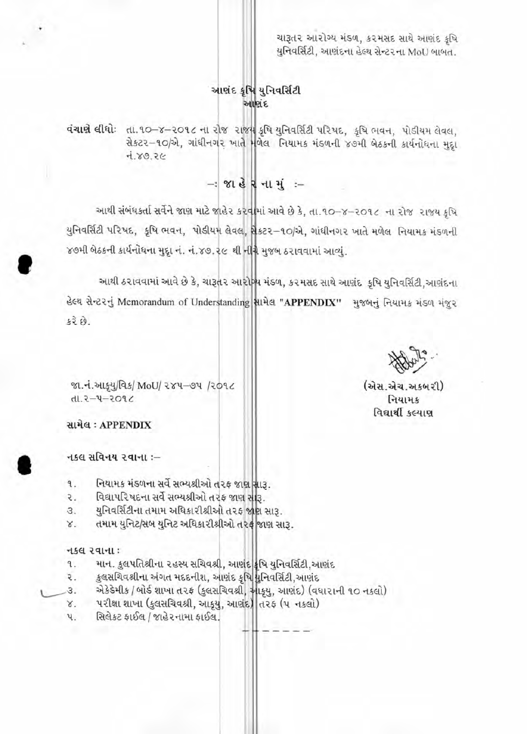ચારૂતર આરોગ્ય મંડળ, કરમસદ સાથે આણંદ કૃષિ યુનિવર્સિટી, આણંદના હેલ્થ સેન્ટરના MoU બાબત.

## આણંદ કૃષિ યુનિવર્સિટી
## આણંદ

**વંચાણે લીધોઃ** તા.૧૦–૪–૨૦૧૮ ના રોજ રાજ્ય કૃષિ યુનિવર્સિટી પરિષદ, કૃષિ ભવન, પોડીયમ લેવલ, સેકટર–૧૦/એ, ગાંધીનગર ખાતે મળેલ નિયામક મંડળની ૪૭મી બેઠકની કાર્યનોંધના મુદ્દા નં.૪૭.૨૯

### –: જા હે ર ના મું :–

આથી સંબંધકર્તા સર્વેને જાણ માટે જાહેર કરવામાં આવે છે કે, તા.૧૦–૪–૨૦૧૮ ના રોજ રાજ્ય કૃષિ યુનિવર્સિટી પરિષદ, કૃષિ ભવન, પોડીયમ લેવલ, સેકટર–૧૦/એ, ગાંધીનગર ખાતે મળેલ નિયામક મંડળની ૪૭મી બેઠકની કાર્યનોંધના મુદ્દા નં. નં.૪૭.૨૯ થી નીચે મુજબ ઠરાવવામાં આવ્યું.

આથી ઠરાવવામાં આવે છે કે, ચારૂતર આરોગ્ય મંડળ, કરમસદ સાથે આણંદ કૃષિ યુનિવર્સિટી,આણંદના હેલ્થ સેન્ટરનું Memorandum of Understanding સામેલ **"APPENDIX"** મુજબનું નિયામક મંડળ મંજૂર કરે છે.

જા.નં.આકૃયુ/વિક/ MoU/ ૨૪૫–૭૫ /૨૦૧૮
તા.૨–૫–૨૦૧૮

**(એસ.એચ.અકબરી)**
**નિયામક**
**વિદ્યાર્થી કલ્યાણ**

**સામેલ : APPENDIX**

**નકલ સવિનય રવાના :–**

૧. નિયામક મંડળના સર્વે સભ્યશ્રીઓ તરફ જાણ સારૂ.
૨. વિદ્યાપરિષદના સર્વે સભ્યશ્રીઓ તરફ જાણ સારૂ.
૩. યુનિવર્સિટીના તમામ અધિકારીશ્રીઓ તરફ જાણ સારૂ.
૪. તમામ યુનિટ/સબ યુનિટ અધિકારીશ્રીઓ તરફ જાણ સારૂ.

**નકલ રવાના :**

૧. માન. કુલપતિશ્રીના રહસ્ય સચિવશ્રી, આણંદ કૃષિ યુનિવર્સિટી,આણંદ
૨. કુલસચિવશ્રીના અંગત મદદનીશ, આણંદ કૃષિ યુનિવર્સિટી,આણંદ
૩. એકેડેમીક / બોર્ડ શાખા તરફ (કુલસચિવશ્રી, આકૃયુ, આણંદ) (વધારાની ૧૦ નકલો)
૪. પરીક્ષા શાખા (કુલસચિવશ્રી, આકૃયુ, આણંદ) તરફ (૫ નકલો)
૫. સિલેકટ ફાઈલ / જાહેરનામા ફાઈલ.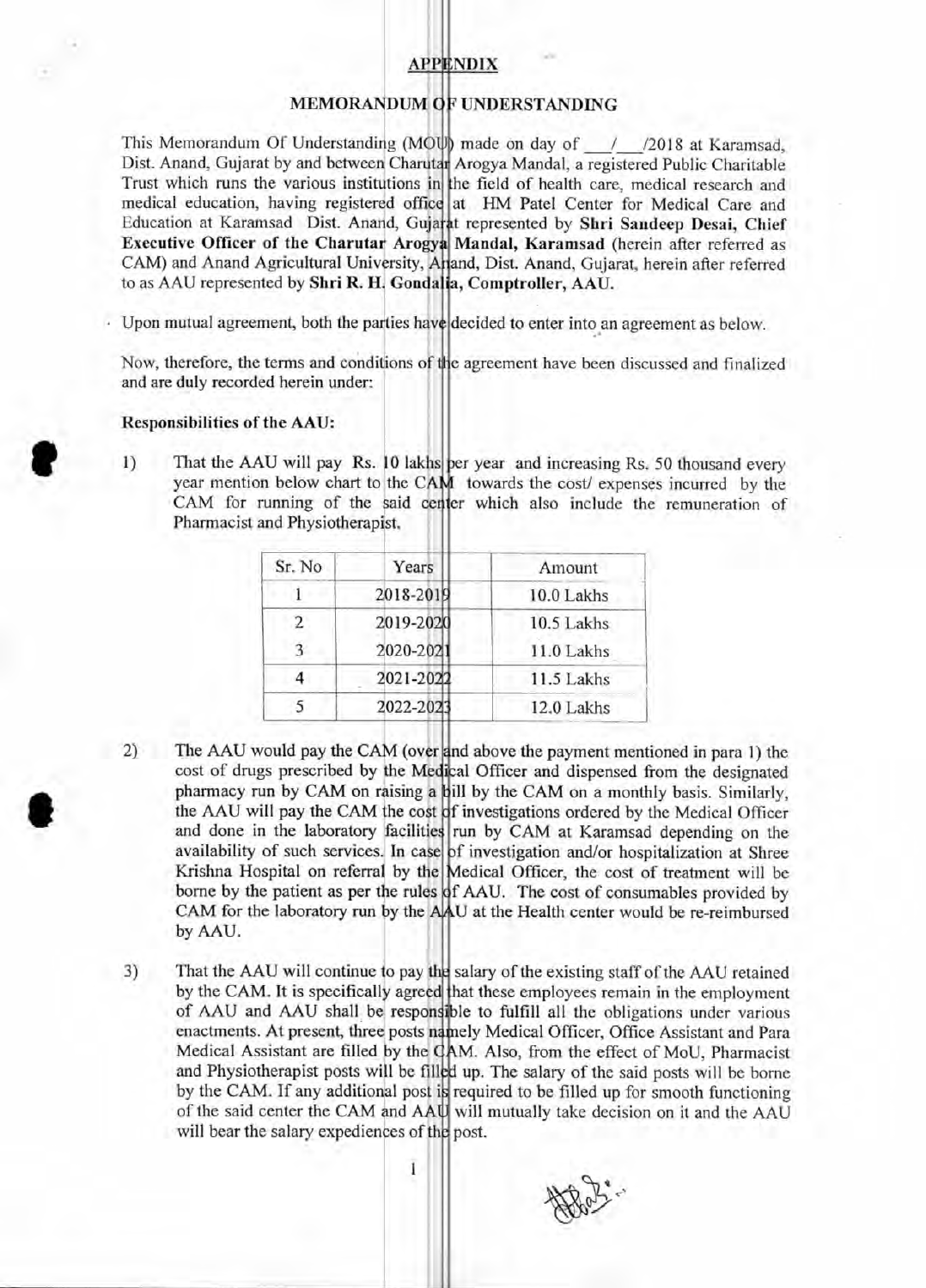## APPENDIX

## MEMORANDUM OF UNDERSTANDING

This Memorandum Of Understanding (MOU) made on day of ___/___/2018 at Karamsad, Dist. Anand, Gujarat by and between Charutar Arogya Mandal, a registered Public Charitable Trust which runs the various institutions in the field of health care, medical research and medical education, having registered office at HM Patel Center for Medical Care and Education at Karamsad Dist. Anand, Gujarat represented by **Shri Sandeep Desai, Chief Executive Officer of the Charutar Arogya Mandal, Karamsad** (herein after referred as CAM) and Anand Agricultural University, Anand, Dist. Anand, Gujarat, herein after referred to as AAU represented by **Shri R. H. Gondalia, Comptroller, AAU.**

Upon mutual agreement, both the parties have decided to enter into an agreement as below.

Now, therefore, the terms and conditions of the agreement have been discussed and finalized and are duly recorded herein under:

**Responsibilities of the AAU:**

1) That the AAU will pay Rs. 10 lakhs per year and increasing Rs. 50 thousand every year mention below chart to the CAM towards the cost/ expenses incurred by the CAM for running of the said center which also include the remuneration of Pharmacist and Physiotherapist.

| Sr. No | Years | Amount |
|---|---|---|
| 1 | 2018-2019 | 10.0 Lakhs |
| 2 | 2019-2020 | 10.5 Lakhs |
| 3 | 2020-2021 | 11.0 Lakhs |
| 4 | 2021-2022 | 11.5 Lakhs |
| 5 | 2022-2023 | 12.0 Lakhs |

2) The AAU would pay the CAM (over and above the payment mentioned in para 1) the cost of drugs prescribed by the Medical Officer and dispensed from the designated pharmacy run by CAM on raising a bill by the CAM on a monthly basis. Similarly, the AAU will pay the CAM the cost of investigations ordered by the Medical Officer and done in the laboratory facilities run by CAM at Karamsad depending on the availability of such services. In case of investigation and/or hospitalization at Shree Krishna Hospital on referral by the Medical Officer, the cost of treatment will be borne by the patient as per the rules of AAU. The cost of consumables provided by CAM for the laboratory run by the AAU at the Health center would be re-reimbursed by AAU.

3) That the AAU will continue to pay the salary of the existing staff of the AAU retained by the CAM. It is specifically agreed that these employees remain in the employment of AAU and AAU shall be responsible to fulfill all the obligations under various enactments. At present, three posts namely Medical Officer, Office Assistant and Para Medical Assistant are filled by the CAM. Also, from the effect of MoU, Pharmacist and Physiotherapist posts will be filled up. The salary of the said posts will be borne by the CAM. If any additional post is required to be filled up for smooth functioning of the said center the CAM and AAU will mutually take decision on it and the AAU will bear the salary expediences of the post.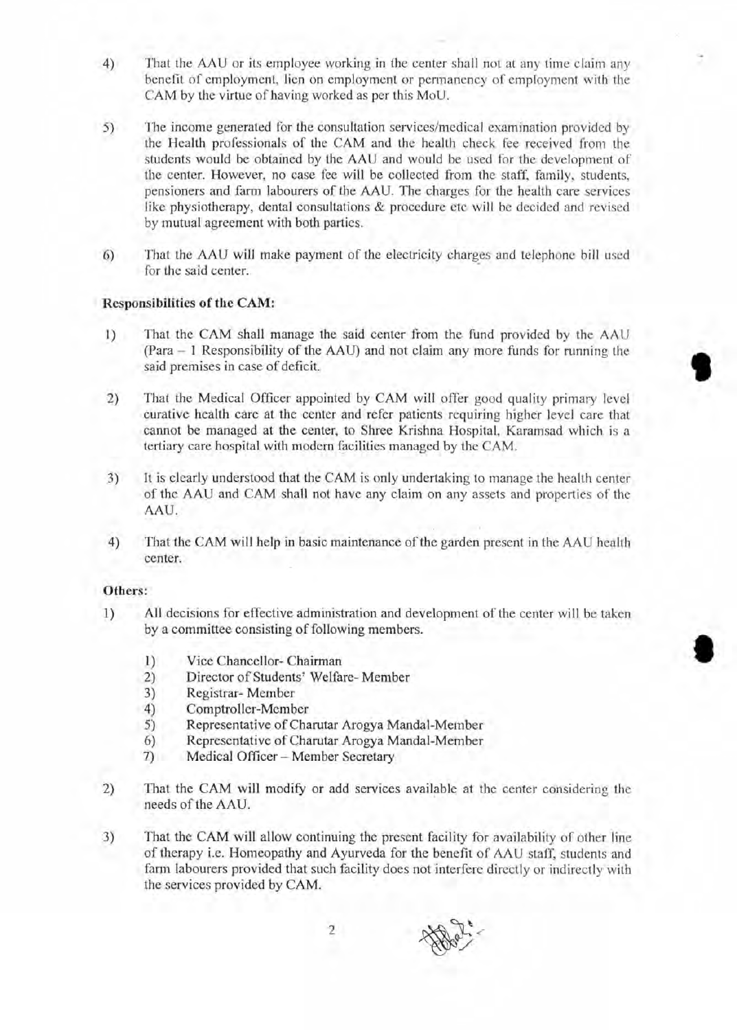4) That the AAU or its employee working in the center shall not at any time claim any benefit of employment, lien on employment or permanency of employment with the CAM by the virtue of having worked as per this MoU.

5) The income generated for the consultation services/medical examination provided by the Health professionals of the CAM and the health check fee received from the students would be obtained by the AAU and would be used for the development of the center. However, no case fee will be collected from the staff, family, students, pensioners and farm labourers of the AAU. The charges for the health care services like physiotherapy, dental consultations & procedure etc will be decided and revised by mutual agreement with both parties.

6) That the AAU will make payment of the electricity charges and telephone bill used for the said center.

**Responsibilities of the CAM:**

1) That the CAM shall manage the said center from the fund provided by the AAU (Para – 1 Responsibility of the AAU) and not claim any more funds for running the said premises in case of deficit.

2) That the Medical Officer appointed by CAM will offer good quality primary level curative health care at the center and refer patients requiring higher level care that cannot be managed at the center, to Shree Krishna Hospital, Karamsad which is a tertiary care hospital with modern facilities managed by the CAM.

3) It is clearly understood that the CAM is only undertaking to manage the health center of the AAU and CAM shall not have any claim on any assets and properties of the AAU.

4) That the CAM will help in basic maintenance of the garden present in the AAU health center.

**Others:**

1) All decisions for effective administration and development of the center will be taken by a committee consisting of following members.

    1) Vice Chancellor- Chairman
    2) Director of Students' Welfare- Member
    3) Registrar- Member
    4) Comptroller-Member
    5) Representative of Charutar Arogya Mandal-Member
    6) Representative of Charutar Arogya Mandal-Member
    7) Medical Officer – Member Secretary

2) That the CAM will modify or add services available at the center considering the needs of the AAU.

3) That the CAM will allow continuing the present facility for availability of other line of therapy i.e. Homeopathy and Ayurveda for the benefit of AAU staff, students and farm labourers provided that such facility does not interfere directly or indirectly with the services provided by CAM.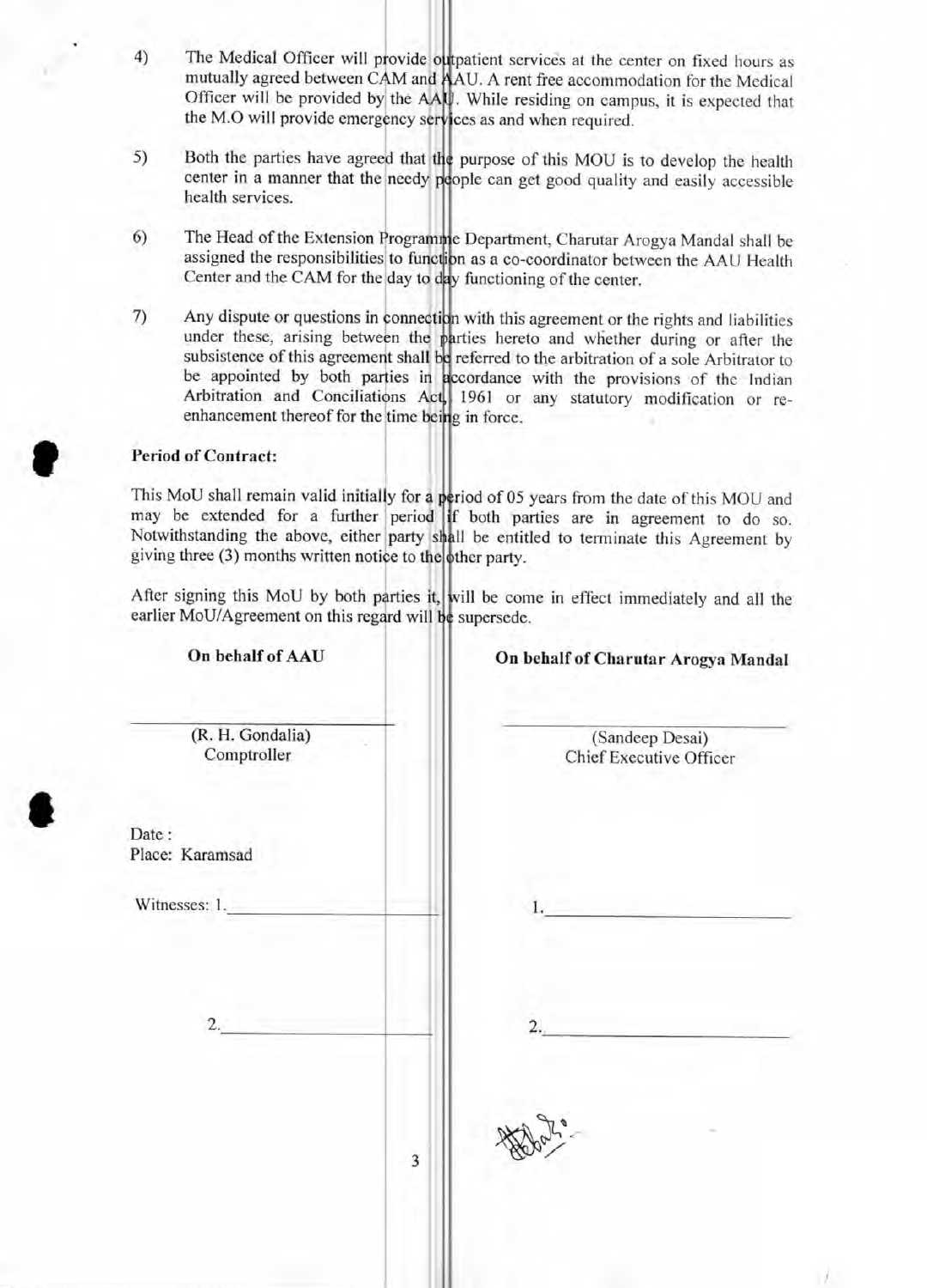4) The Medical Officer will provide outpatient services at the center on fixed hours as mutually agreed between CAM and AAU. A rent free accommodation for the Medical Officer will be provided by the AAU. While residing on campus, it is expected that the M.O will provide emergency services as and when required.

5) Both the parties have agreed that the purpose of this MOU is to develop the health center in a manner that the needy people can get good quality and easily accessible health services.

6) The Head of the Extension Programme Department, Charutar Arogya Mandal shall be assigned the responsibilities to function as a co-coordinator between the AAU Health Center and the CAM for the day to day functioning of the center.

7) Any dispute or questions in connection with this agreement or the rights and liabilities under these, arising between the parties hereto and whether during or after the subsistence of this agreement shall be referred to the arbitration of a sole Arbitrator to be appointed by both parties in accordance with the provisions of the Indian Arbitration and Conciliations Act, 1961 or any statutory modification or re-enhancement thereof for the time being in force.

**Period of Contract:**

This MoU shall remain valid initially for a period of 05 years from the date of this MOU and may be extended for a further period if both parties are in agreement to do so. Notwithstanding the above, either party shall be entitled to terminate this Agreement by giving three (3) months written notice to the other party.

After signing this MoU by both parties it, will be come in effect immediately and all the earlier MoU/Agreement on this regard will be supersede.

**On behalf of AAU**

(R. H. Gondalia)
Comptroller

**On behalf of Charutar Arogya Mandal**

(Sandeep Desai)
Chief Executive Officer

Date :
Place: Karamsad

Witnesses: 1. ____________________ 1. ____________________

2. ____________________ 2. ____________________